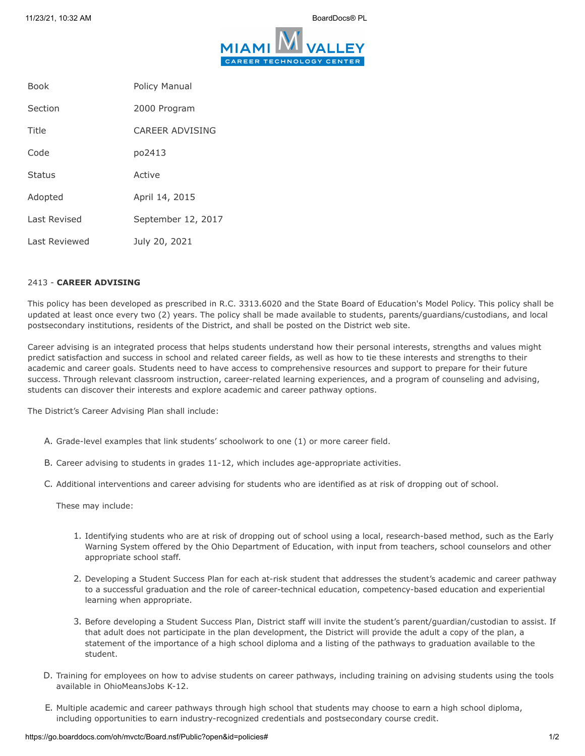| Book | Policy Manual |
| --- | --- |
| Section | 2000 Program |
| Title | CAREER ADVISING |
| Code | po2413 |
| Status | Active |
| Adopted | April 14, 2015 |
| Last Revised | September 12, 2017 |
| Last Reviewed | July 20, 2021 |

2413 - **CAREER ADVISING**

This policy has been developed as prescribed in R.C. 3313.6020 and the State Board of Education's Model Policy. This policy shall be updated at least once every two (2) years. The policy shall be made available to students, parents/guardians/custodians, and local postsecondary institutions, residents of the District, and shall be posted on the District web site.

Career advising is an integrated process that helps students understand how their personal interests, strengths and values might predict satisfaction and success in school and related career fields, as well as how to tie these interests and strengths to their academic and career goals. Students need to have access to comprehensive resources and support to prepare for their future success. Through relevant classroom instruction, career-related learning experiences, and a program of counseling and advising, students can discover their interests and explore academic and career pathway options.

The District's Career Advising Plan shall include:

A. Grade-level examples that link students' schoolwork to one (1) or more career field.

B. Career advising to students in grades 11-12, which includes age-appropriate activities.

C. Additional interventions and career advising for students who are identified as at risk of dropping out of school.

   These may include:

   1. Identifying students who are at risk of dropping out of school using a local, research-based method, such as the Early Warning System offered by the Ohio Department of Education, with input from teachers, school counselors and other appropriate school staff.

   2. Developing a Student Success Plan for each at-risk student that addresses the student's academic and career pathway to a successful graduation and the role of career-technical education, competency-based education and experiential learning when appropriate.

   3. Before developing a Student Success Plan, District staff will invite the student's parent/guardian/custodian to assist. If that adult does not participate in the plan development, the District will provide the adult a copy of the plan, a statement of the importance of a high school diploma and a listing of the pathways to graduation available to the student.

D. Training for employees on how to advise students on career pathways, including training on advising students using the tools available in OhioMeansJobs K-12.

E. Multiple academic and career pathways through high school that students may choose to earn a high school diploma, including opportunities to earn industry-recognized credentials and postsecondary course credit.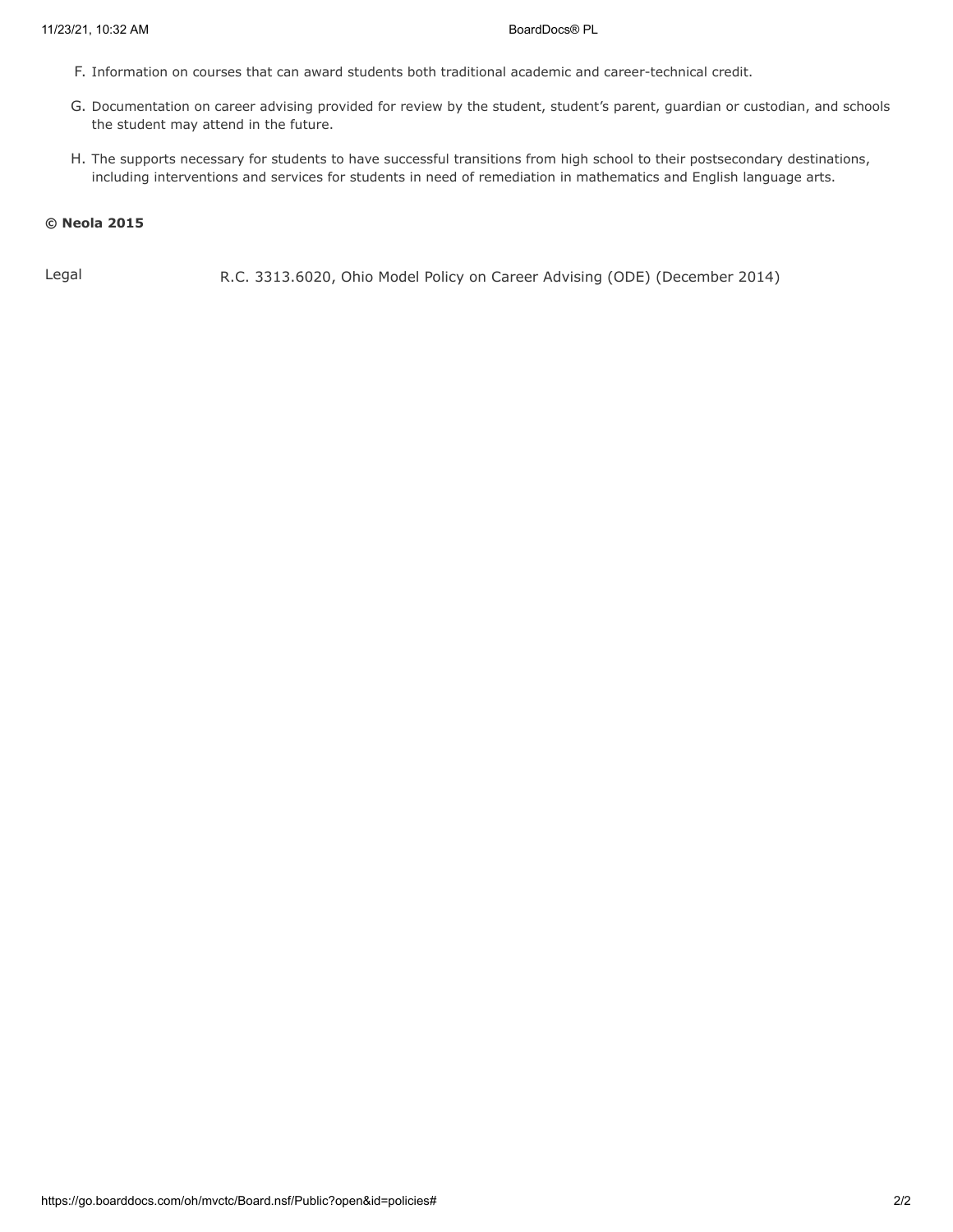F. Information on courses that can award students both traditional academic and career-technical credit.

G. Documentation on career advising provided for review by the student, student's parent, guardian or custodian, and schools the student may attend in the future.

H. The supports necessary for students to have successful transitions from high school to their postsecondary destinations, including interventions and services for students in need of remediation in mathematics and English language arts.

**© Neola 2015**

Legal R.C. 3313.6020, Ohio Model Policy on Career Advising (ODE) (December 2014)